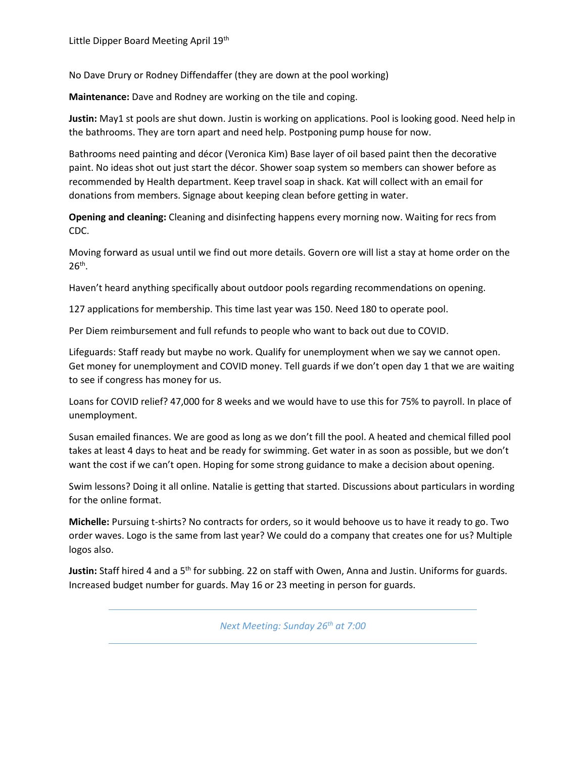Little Dipper Board Meeting April 19th

No Dave Drury or Rodney Diffendaffer (they are down at the pool working)

**Maintenance:** Dave and Rodney are working on the tile and coping.

**Justin:** May1 st pools are shut down. Justin is working on applications. Pool is looking good. Need help in the bathrooms. They are torn apart and need help. Postponing pump house for now.

Bathrooms need painting and décor (Veronica Kim) Base layer of oil based paint then the decorative paint. No ideas shot out just start the décor. Shower soap system so members can shower before as recommended by Health department. Keep travel soap in shack. Kat will collect with an email for donations from members. Signage about keeping clean before getting in water.

**Opening and cleaning:** Cleaning and disinfecting happens every morning now. Waiting for recs from CDC.

Moving forward as usual until we find out more details. Govern ore will list a stay at home order on the 26th.

Haven't heard anything specifically about outdoor pools regarding recommendations on opening.

127 applications for membership. This time last year was 150. Need 180 to operate pool.

Per Diem reimbursement and full refunds to people who want to back out due to COVID.

Lifeguards: Staff ready but maybe no work. Qualify for unemployment when we say we cannot open. Get money for unemployment and COVID money. Tell guards if we don't open day 1 that we are waiting to see if congress has money for us.

Loans for COVID relief? 47,000 for 8 weeks and we would have to use this for 75% to payroll. In place of unemployment.

Susan emailed finances. We are good as long as we don't fill the pool. A heated and chemical filled pool takes at least 4 days to heat and be ready for swimming. Get water in as soon as possible, but we don't want the cost if we can't open. Hoping for some strong guidance to make a decision about opening.

Swim lessons? Doing it all online. Natalie is getting that started. Discussions about particulars in wording for the online format.

**Michelle:** Pursuing t-shirts? No contracts for orders, so it would behoove us to have it ready to go. Two order waves. Logo is the same from last year? We could do a company that creates one for us? Multiple logos also.

**Justin:** Staff hired 4 and a 5th for subbing. 22 on staff with Owen, Anna and Justin. Uniforms for guards. Increased budget number for guards. May 16 or 23 meeting in person for guards.

---

*Next Meeting: Sunday 26th at 7:00*

---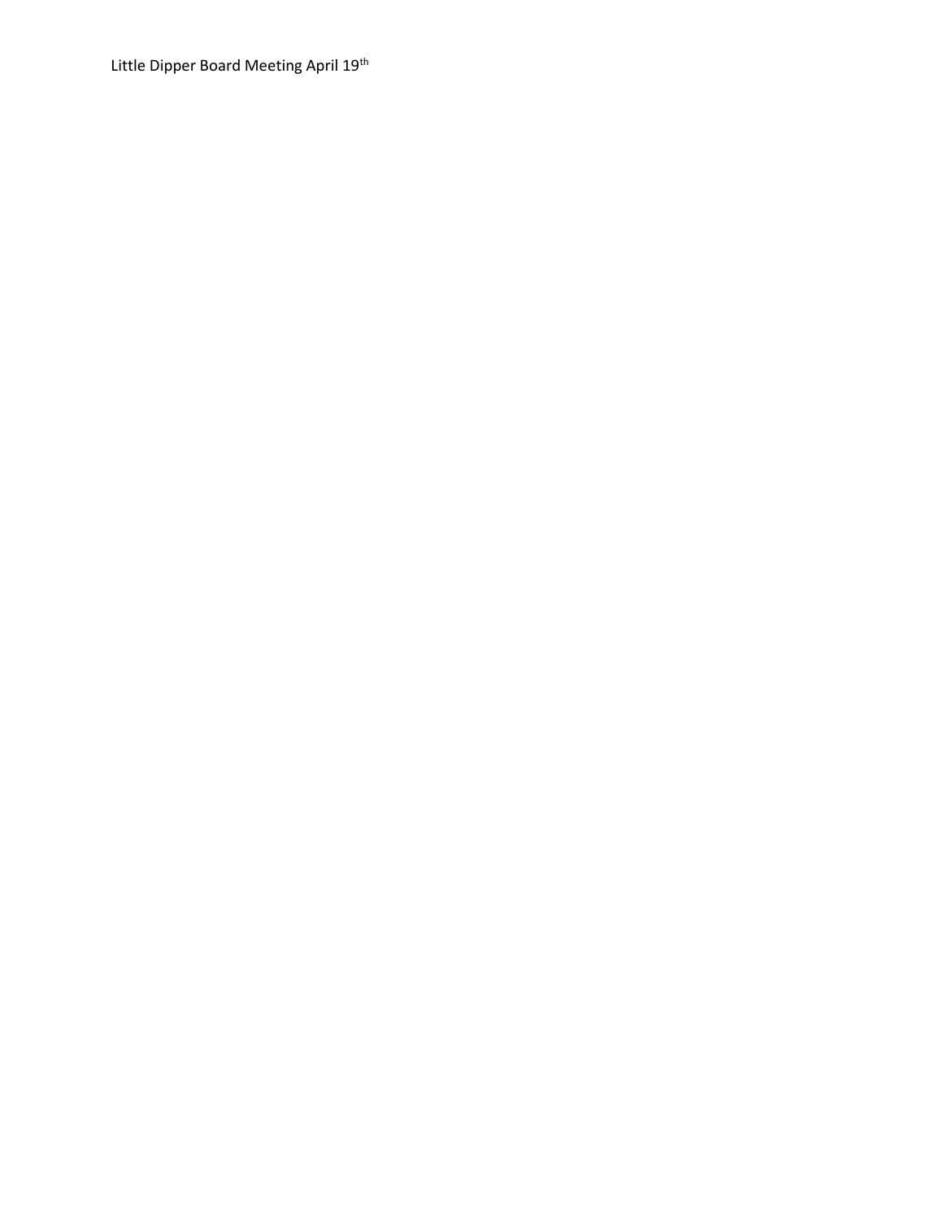Little Dipper Board Meeting April 19th